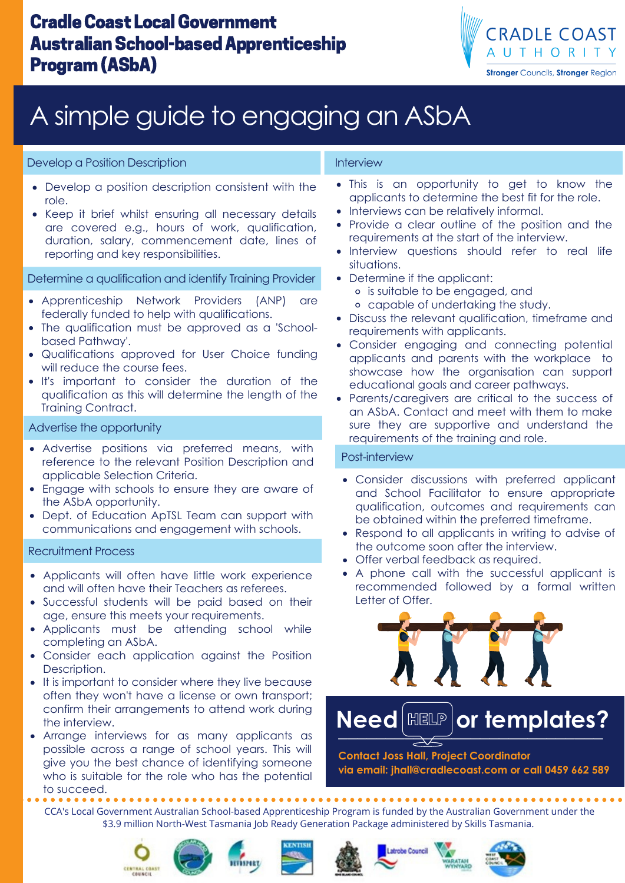# Cradle Coast Local Government Australian School-based Apprenticeship Program (ASbA)

CRADLE COAST AUTHORITY

**Stronger** Councils, **Stronger** Region

## A simple guide to engaging an ASbA

### Develop a Position Description

- Develop a position description consistent with the role.
- Keep it brief whilst ensuring all necessary details are covered e.g., hours of work, qualification, duration, salary, commencement date, lines of reporting and key responsibilities.

### Determine a qualification and identify Training Provider

- Apprenticeship Network Providers (ANP) are federally funded to help with qualifications.
- The qualification must be approved as a 'School-based Pathway'.
- Qualifications approved for User Choice funding will reduce the course fees.
- It's important to consider the duration of the qualification as this will determine the length of the Training Contract.

### Advertise the opportunity

- Advertise positions via preferred means, with reference to the relevant Position Description and applicable Selection Criteria.
- Engage with schools to ensure they are aware of the ASbA opportunity.
- Dept. of Education ApTSL Team can support with communications and engagement with schools.

### Recruitment Process

- Applicants will often have little work experience and will often have their Teachers as referees.
- Successful students will be paid based on their age, ensure this meets your requirements.
- Applicants must be attending school while completing an ASbA.
- Consider each application against the Position Description.
- It is important to consider where they live because often they won't have a license or own transport; confirm their arrangements to attend work during the interview.
- Arrange interviews for as many applicants as possible across a range of school years. This will give you the best chance of identifying someone who is suitable for the role who has the potential to succeed.

### Interview

- This is an opportunity to get to know the applicants to determine the best fit for the role.
- Interviews can be relatively informal.
- Provide a clear outline of the position and the requirements at the start of the interview.
- Interview questions should refer to real life situations.
- Determine if the applicant:
  - is suitable to be engaged, and
  - capable of undertaking the study.
- Discuss the relevant qualification, timeframe and requirements with applicants.
- Consider engaging and connecting potential applicants and parents with the workplace to showcase how the organisation can support educational goals and career pathways.
- Parents/caregivers are critical to the success of an ASbA. Contact and meet with them to make sure they are supportive and understand the requirements of the training and role.

### Post-interview

- Consider discussions with preferred applicant and School Facilitator to ensure appropriate qualification, outcomes and requirements can be obtained within the preferred timeframe.
- Respond to all applicants in writing to advise of the outcome soon after the interview.
- Offer verbal feedback as required.
- A phone call with the successful applicant is recommended followed by a formal written Letter of Offer.

## Need HELP or templates?

**Contact Joss Hall, Project Coordinator via email: jhall@cradlecoast.com or call 0459 662 589**

CCA's Local Government Australian School-based Apprenticeship Program is funded by the Australian Government under the $3.9 million North-West Tasmania Job Ready Generation Package administered by Skills Tasmania.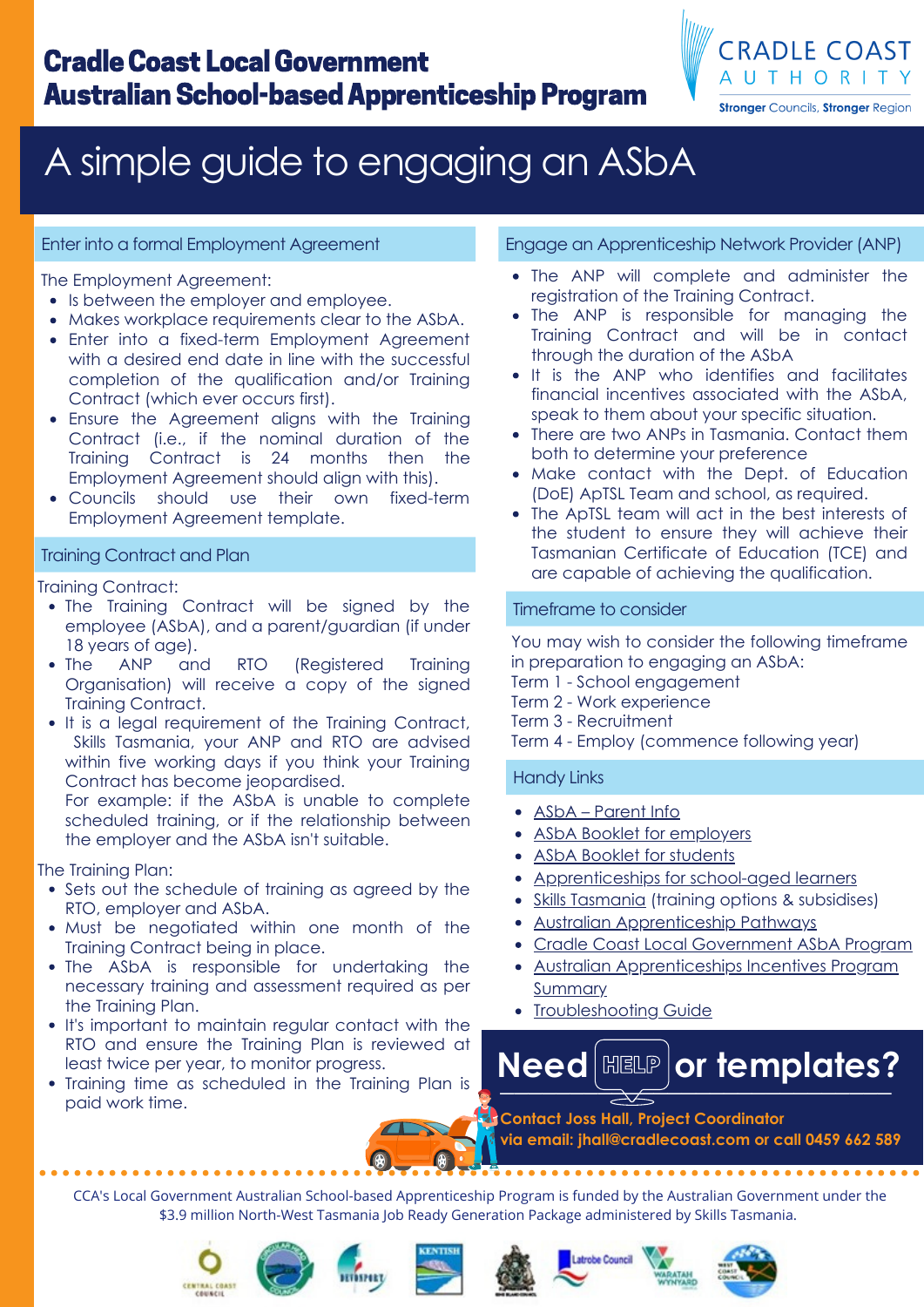# Cradle Coast Local Government Australian School-based Apprenticeship Program

CRADLE COAST AUTHORITY

**Stronger** Councils, **Stronger** Region

## A simple guide to engaging an ASbA

### Enter into a formal Employment Agreement

The Employment Agreement:

- Is between the employer and employee.
- Makes workplace requirements clear to the ASbA.
- Enter into a fixed-term Employment Agreement with a desired end date in line with the successful completion of the qualification and/or Training Contract (which ever occurs first).
- Ensure the Agreement aligns with the Training Contract (i.e., if the nominal duration of the Training Contract is 24 months then the Employment Agreement should align with this).
- Councils should use their own fixed-term Employment Agreement template.

### Training Contract and Plan

Training Contract:

- The Training Contract will be signed by the employee (ASbA), and a parent/guardian (if under 18 years of age).
- The ANP and RTO (Registered Training Organisation) will receive a copy of the signed Training Contract.
- It is a legal requirement of the Training Contract, Skills Tasmania, your ANP and RTO are advised within five working days if you think your Training Contract has become jeopardised.
  For example: if the ASbA is unable to complete scheduled training, or if the relationship between the employer and the ASbA isn't suitable.

The Training Plan:

- Sets out the schedule of training as agreed by the RTO, employer and ASbA.
- Must be negotiated within one month of the Training Contract being in place.
- The ASbA is responsible for undertaking the necessary training and assessment required as per the Training Plan.
- It's important to maintain regular contact with the RTO and ensure the Training Plan is reviewed at least twice per year, to monitor progress.
- Training time as scheduled in the Training Plan is paid work time.

### Engage an Apprenticeship Network Provider (ANP)

- The ANP will complete and administer the registration of the Training Contract.
- The ANP is responsible for managing the Training Contract and will be in contact through the duration of the ASbA
- It is the ANP who identifies and facilitates financial incentives associated with the ASbA, speak to them about your specific situation.
- There are two ANPs in Tasmania. Contact them both to determine your preference
- Make contact with the Dept. of Education (DoE) ApTSL Team and school, as required.
- The ApTSL team will act in the best interests of the student to ensure they will achieve their Tasmanian Certificate of Education (TCE) and are capable of achieving the qualification.

### Timeframe to consider

You may wish to consider the following timeframe in preparation to engaging an ASbA:

Term 1 - School engagement
Term 2 - Work experience
Term 3 - Recruitment
Term 4 - Employ (commence following year)

### Handy Links

- ASbA – Parent Info
- ASbA Booklet for employers
- ASbA Booklet for students
- Apprenticeships for school-aged learners
- Skills Tasmania (training options & subsidises)
- Australian Apprenticeship Pathways
- Cradle Coast Local Government ASbA Program
- Australian Apprenticeships Incentives Program Summary
- Troubleshooting Guide

## Need HELP or templates?

**Contact Joss Hall, Project Coordinator via email: jhall@cradlecoast.com or call 0459 662 589**

CCA's Local Government Australian School-based Apprenticeship Program is funded by the Australian Government under the $3.9 million North-West Tasmania Job Ready Generation Package administered by Skills Tasmania.